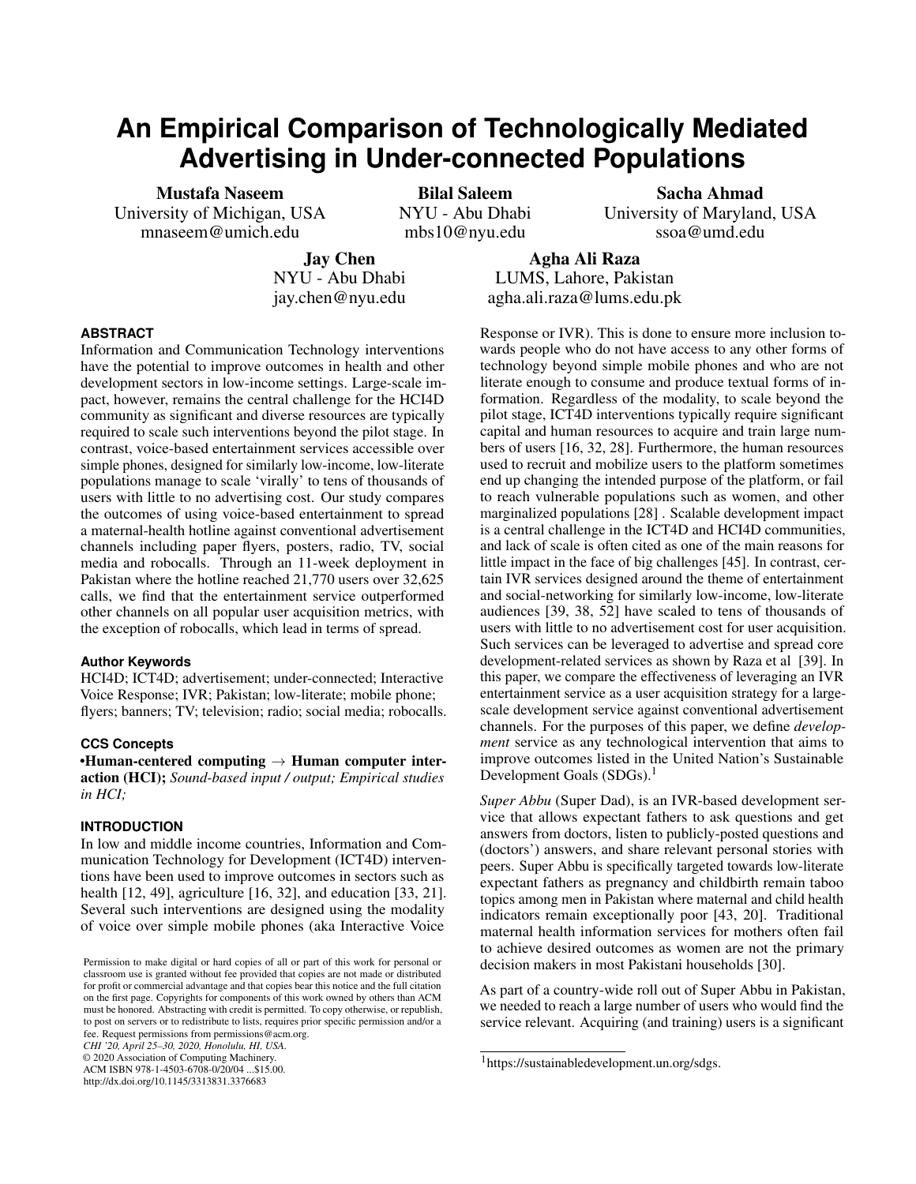# An Empirical Comparison of Technologically Mediated Advertising in Under-connected Populations

**Mustafa Naseem**
University of Michigan, USA
mnaseem@umich.edu

**Bilal Saleem**
NYU - Abu Dhabi
mbs10@nyu.edu

**Sacha Ahmad**
University of Maryland, USA
ssoa@umd.edu

**Jay Chen**
NYU - Abu Dhabi
jay.chen@nyu.edu

**Agha Ali Raza**
LUMS, Lahore, Pakistan
agha.ali.raza@lums.edu.pk

## ABSTRACT

Information and Communication Technology interventions have the potential to improve outcomes in health and other development sectors in low-income settings. Large-scale impact, however, remains the central challenge for the HCI4D community as significant and diverse resources are typically required to scale such interventions beyond the pilot stage. In contrast, voice-based entertainment services accessible over simple phones, designed for similarly low-income, low-literate populations manage to scale 'virally' to tens of thousands of users with little to no advertising cost. Our study compares the outcomes of using voice-based entertainment to spread a maternal-health hotline against conventional advertisement channels including paper flyers, posters, radio, TV, social media and robocalls. Through an 11-week deployment in Pakistan where the hotline reached 21,770 users over 32,625 calls, we find that the entertainment service outperformed other channels on all popular user acquisition metrics, with the exception of robocalls, which lead in terms of spread.

### Author Keywords

HCI4D; ICT4D; advertisement; under-connected; Interactive Voice Response; IVR; Pakistan; low-literate; mobile phone; flyers; banners; TV; television; radio; social media; robocalls.

### CCS Concepts

•**Human-centered computing → Human computer interaction (HCI);** *Sound-based input / output; Empirical studies in HCI;*

## INTRODUCTION

In low and middle income countries, Information and Communication Technology for Development (ICT4D) interventions have been used to improve outcomes in sectors such as health [12, 49], agriculture [16, 32], and education [33, 21]. Several such interventions are designed using the modality of voice over simple mobile phones (aka Interactive Voice Response or IVR). This is done to ensure more inclusion towards people who do not have access to any other forms of technology beyond simple mobile phones and who are not literate enough to consume and produce textual forms of information. Regardless of the modality, to scale beyond the pilot stage, ICT4D interventions typically require significant capital and human resources to acquire and train large numbers of users [16, 32, 28]. Furthermore, the human resources used to recruit and mobilize users to the platform sometimes end up changing the intended purpose of the platform, or fail to reach vulnerable populations such as women, and other marginalized populations [28] . Scalable development impact is a central challenge in the ICT4D and HCI4D communities, and lack of scale is often cited as one of the main reasons for little impact in the face of big challenges [45]. In contrast, certain IVR services designed around the theme of entertainment and social-networking for similarly low-income, low-literate audiences [39, 38, 52] have scaled to tens of thousands of users with little to no advertisement cost for user acquisition. Such services can be leveraged to advertise and spread core development-related services as shown by Raza et al [39]. In this paper, we compare the effectiveness of leveraging an IVR entertainment service as a user acquisition strategy for a large-scale development service against conventional advertisement channels. For the purposes of this paper, we define *development* service as any technological intervention that aims to improve outcomes listed in the United Nation's Sustainable Development Goals (SDGs).[1]

*Super Abbu* (Super Dad), is an IVR-based development service that allows expectant fathers to ask questions and get answers from doctors, listen to publicly-posted questions and (doctors') answers, and share relevant personal stories with peers. Super Abbu is specifically targeted towards low-literate expectant fathers as pregnancy and childbirth remain taboo topics among men in Pakistan where maternal and child health indicators remain exceptionally poor [43, 20]. Traditional maternal health information services for mothers often fail to achieve desired outcomes as women are not the primary decision makers in most Pakistani households [30].

As part of a country-wide roll out of Super Abbu in Pakistan, we needed to reach a large number of users who would find the service relevant. Acquiring (and training) users is a significant

[1] https://sustainabledevelopment.un.org/sdgs.

Permission to make digital or hard copies of all or part of this work for personal or classroom use is granted without fee provided that copies are not made or distributed for profit or commercial advantage and that copies bear this notice and the full citation on the first page. Copyrights for components of this work owned by others than ACM must be honored. Abstracting with credit is permitted. To copy otherwise, or republish, to post on servers or to redistribute to lists, requires prior specific permission and/or a fee. Request permissions from permissions@acm.org.
*CHI '20, April 25–30, 2020, Honolulu, HI, USA.*
© 2020 Association of Computing Machinery.
ACM ISBN 978-1-4503-6708-0/20/04 ...$15.00.
http://dx.doi.org/10.1145/3313831.3376683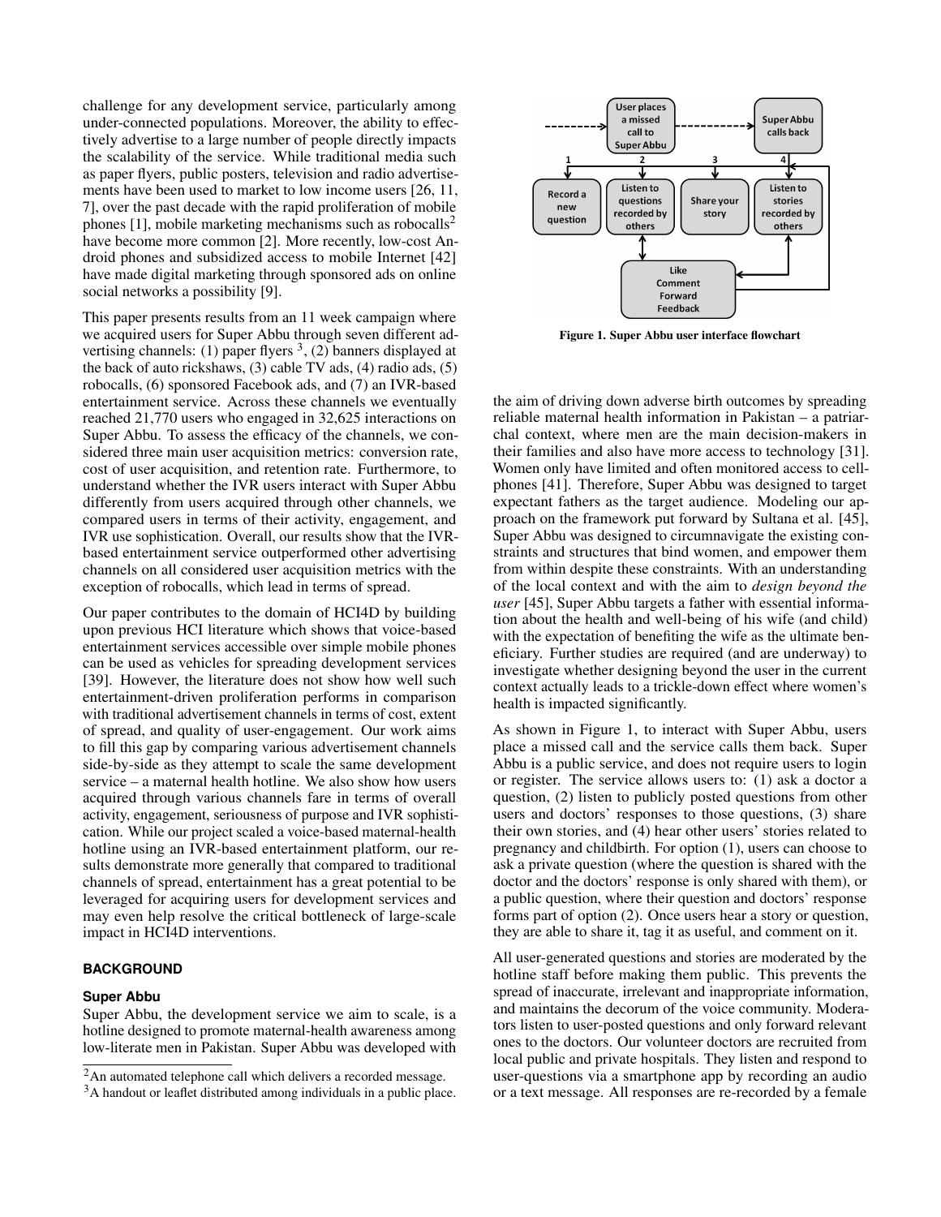challenge for any development service, particularly among under-connected populations. Moreover, the ability to effectively advertise to a large number of people directly impacts the scalability of the service. While traditional media such as paper flyers, public posters, television and radio advertisements have been used to market to low income users [26, 11, 7], over the past decade with the rapid proliferation of mobile phones [1], mobile marketing mechanisms such as robocalls[2] have become more common [2]. More recently, low-cost Android phones and subsidized access to mobile Internet [42] have made digital marketing through sponsored ads on online social networks a possibility [9].

This paper presents results from an 11 week campaign where we acquired users for Super Abbu through seven different advertising channels: (1) paper flyers [3], (2) banners displayed at the back of auto rickshaws, (3) cable TV ads, (4) radio ads, (5) robocalls, (6) sponsored Facebook ads, and (7) an IVR-based entertainment service. Across these channels we eventually reached 21,770 users who engaged in 32,625 interactions on Super Abbu. To assess the efficacy of the channels, we considered three main user acquisition metrics: conversion rate, cost of user acquisition, and retention rate. Furthermore, to understand whether the IVR users interact with Super Abbu differently from users acquired through other channels, we compared users in terms of their activity, engagement, and IVR use sophistication. Overall, our results show that the IVR-based entertainment service outperformed other advertising channels on all considered user acquisition metrics with the exception of robocalls, which lead in terms of spread.

Our paper contributes to the domain of HCI4D by building upon previous HCI literature which shows that voice-based entertainment services accessible over simple mobile phones can be used as vehicles for spreading development services [39]. However, the literature does not show how well such entertainment-driven proliferation performs in comparison with traditional advertisement channels in terms of cost, extent of spread, and quality of user-engagement. Our work aims to fill this gap by comparing various advertisement channels side-by-side as they attempt to scale the same development service – a maternal health hotline. We also show how users acquired through various channels fare in terms of overall activity, engagement, seriousness of purpose and IVR sophistication. While our project scaled a voice-based maternal-health hotline using an IVR-based entertainment platform, our results demonstrate more generally that compared to traditional channels of spread, entertainment has a great potential to be leveraged for acquiring users for development services and may even help resolve the critical bottleneck of large-scale impact in HCI4D interventions.

## BACKGROUND

### Super Abbu

Super Abbu, the development service we aim to scale, is a hotline designed to promote maternal-health awareness among low-literate men in Pakistan. Super Abbu was developed with the aim of driving down adverse birth outcomes by spreading reliable maternal health information in Pakistan – a patriarchal context, where men are the main decision-makers in their families and also have more access to technology [31]. Women only have limited and often monitored access to cellphones [41]. Therefore, Super Abbu was designed to target expectant fathers as the target audience. Modeling our approach on the framework put forward by Sultana et al. [45], Super Abbu was designed to circumnavigate the existing constraints and structures that bind women, and empower them from within despite these constraints. With an understanding of the local context and with the aim to *design beyond the user* [45], Super Abbu targets a father with essential information about the health and well-being of his wife (and child) with the expectation of benefiting the wife as the ultimate beneficiary. Further studies are required (and are underway) to investigate whether designing beyond the user in the current context actually leads to a trickle-down effect where women's health is impacted significantly.

User places a missed call to Super Abbu → Super Abbu calls back
1: Record a new question
2: Listen to questions recorded by others
3: Share your story
4: Listen to stories recorded by others
Like / Comment / Forward / Feedback

**Figure 1. Super Abbu user interface flowchart**

As shown in Figure 1, to interact with Super Abbu, users place a missed call and the service calls them back. Super Abbu is a public service, and does not require users to login or register. The service allows users to: (1) ask a doctor a question, (2) listen to publicly posted questions from other users and doctors' responses to those questions, (3) share their own stories, and (4) hear other users' stories related to pregnancy and childbirth. For option (1), users can choose to ask a private question (where the question is shared with the doctor and the doctors' response is only shared with them), or a public question, where their question and doctors' response forms part of option (2). Once users hear a story or question, they are able to share it, tag it as useful, and comment on it.

All user-generated questions and stories are moderated by the hotline staff before making them public. This prevents the spread of inaccurate, irrelevant and inappropriate information, and maintains the decorum of the voice community. Moderators listen to user-posted questions and only forward relevant ones to the doctors. Our volunteer doctors are recruited from local public and private hospitals. They listen and respond to user-questions via a smartphone app by recording an audio or a text message. All responses are re-recorded by a female

[2] An automated telephone call which delivers a recorded message.

[3] A handout or leaflet distributed among individuals in a public place.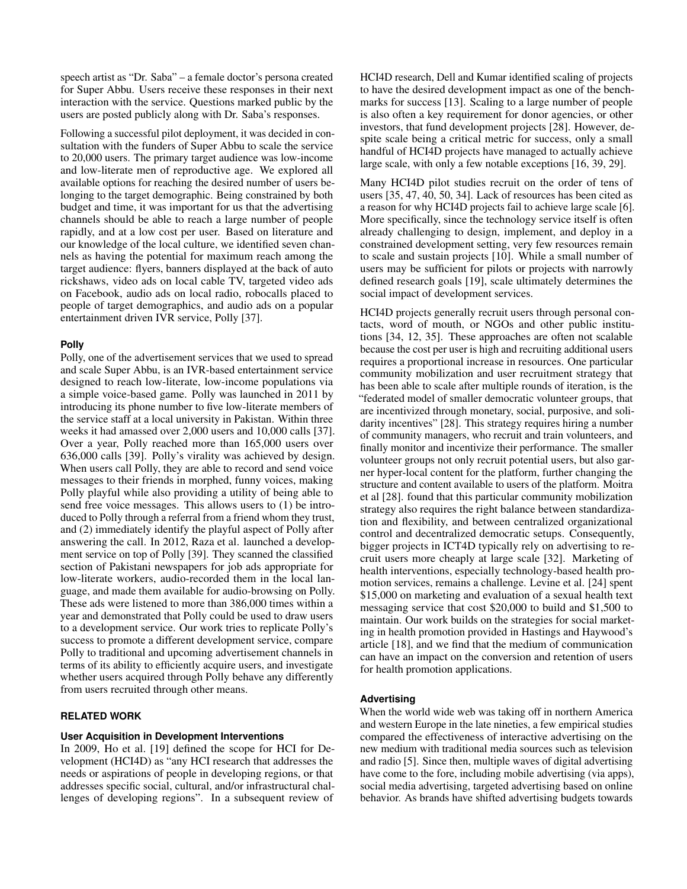speech artist as "Dr. Saba" – a female doctor's persona created for Super Abbu. Users receive these responses in their next interaction with the service. Questions marked public by the users are posted publicly along with Dr. Saba's responses.

Following a successful pilot deployment, it was decided in consultation with the funders of Super Abbu to scale the service to 20,000 users. The primary target audience was low-income and low-literate men of reproductive age. We explored all available options for reaching the desired number of users belonging to the target demographic. Being constrained by both budget and time, it was important for us that the advertising channels should be able to reach a large number of people rapidly, and at a low cost per user. Based on literature and our knowledge of the local culture, we identified seven channels as having the potential for maximum reach among the target audience: flyers, banners displayed at the back of auto rickshaws, video ads on local cable TV, targeted video ads on Facebook, audio ads on local radio, robocalls placed to people of target demographics, and audio ads on a popular entertainment driven IVR service, Polly [37].

### Polly

Polly, one of the advertisement services that we used to spread and scale Super Abbu, is an IVR-based entertainment service designed to reach low-literate, low-income populations via a simple voice-based game. Polly was launched in 2011 by introducing its phone number to five low-literate members of the service staff at a local university in Pakistan. Within three weeks it had amassed over 2,000 users and 10,000 calls [37]. Over a year, Polly reached more than 165,000 users over 636,000 calls [39]. Polly's virality was achieved by design. When users call Polly, they are able to record and send voice messages to their friends in morphed, funny voices, making Polly playful while also providing a utility of being able to send free voice messages. This allows users to (1) be introduced to Polly through a referral from a friend whom they trust, and (2) immediately identify the playful aspect of Polly after answering the call. In 2012, Raza et al. launched a development service on top of Polly [39]. They scanned the classified section of Pakistani newspapers for job ads appropriate for low-literate workers, audio-recorded them in the local language, and made them available for audio-browsing on Polly. These ads were listened to more than 386,000 times within a year and demonstrated that Polly could be used to draw users to a development service. Our work tries to replicate Polly's success to promote a different development service, compare Polly to traditional and upcoming advertisement channels in terms of its ability to efficiently acquire users, and investigate whether users acquired through Polly behave any differently from users recruited through other means.

## RELATED WORK

### User Acquisition in Development Interventions

In 2009, Ho et al. [19] defined the scope for HCI for Development (HCI4D) as "any HCI research that addresses the needs or aspirations of people in developing regions, or that addresses specific social, cultural, and/or infrastructural challenges of developing regions". In a subsequent review of HCI4D research, Dell and Kumar identified scaling of projects to have the desired development impact as one of the benchmarks for success [13]. Scaling to a large number of people is also often a key requirement for donor agencies, or other investors, that fund development projects [28]. However, despite scale being a critical metric for success, only a small handful of HCI4D projects have managed to actually achieve large scale, with only a few notable exceptions [16, 39, 29].

Many HCI4D pilot studies recruit on the order of tens of users [35, 47, 40, 50, 34]. Lack of resources has been cited as a reason for why HCI4D projects fail to achieve large scale [6]. More specifically, since the technology service itself is often already challenging to design, implement, and deploy in a constrained development setting, very few resources remain to scale and sustain projects [10]. While a small number of users may be sufficient for pilots or projects with narrowly defined research goals [19], scale ultimately determines the social impact of development services.

HCI4D projects generally recruit users through personal contacts, word of mouth, or NGOs and other public institutions [34, 12, 35]. These approaches are often not scalable because the cost per user is high and recruiting additional users requires a proportional increase in resources. One particular community mobilization and user recruitment strategy that has been able to scale after multiple rounds of iteration, is the "federated model of smaller democratic volunteer groups, that are incentivized through monetary, social, purposive, and solidarity incentives" [28]. This strategy requires hiring a number of community managers, who recruit and train volunteers, and finally monitor and incentivize their performance. The smaller volunteer groups not only recruit potential users, but also garner hyper-local content for the platform, further changing the structure and content available to users of the platform. Moitra et al [28]. found that this particular community mobilization strategy also requires the right balance between standardization and flexibility, and between centralized organizational control and decentralized democratic setups. Consequently, bigger projects in ICT4D typically rely on advertising to recruit users more cheaply at large scale [32]. Marketing of health interventions, especially technology-based health promotion services, remains a challenge. Levine et al. [24] spent $15,000 on marketing and evaluation of a sexual health text messaging service that cost $20,000 to build and $1,500 to maintain. Our work builds on the strategies for social marketing in health promotion provided in Hastings and Haywood's article [18], and we find that the medium of communication can have an impact on the conversion and retention of users for health promotion applications.

### Advertising

When the world wide web was taking off in northern America and western Europe in the late nineties, a few empirical studies compared the effectiveness of interactive advertising on the new medium with traditional media sources such as television and radio [5]. Since then, multiple waves of digital advertising have come to the fore, including mobile advertising (via apps), social media advertising, targeted advertising based on online behavior. As brands have shifted advertising budgets towards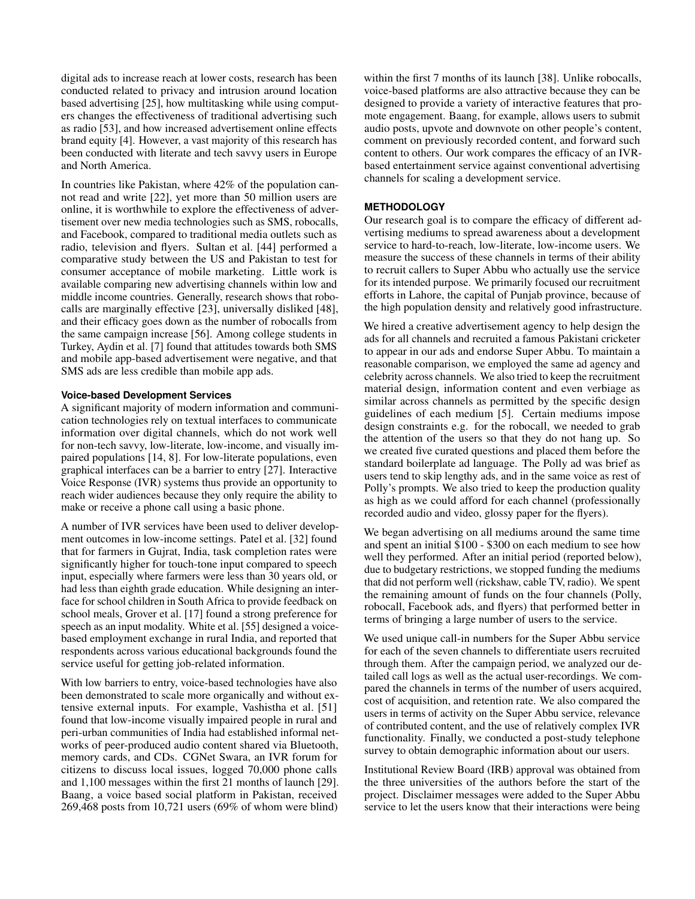digital ads to increase reach at lower costs, research has been conducted related to privacy and intrusion around location based advertising [25], how multitasking while using computers changes the effectiveness of traditional advertising such as radio [53], and how increased advertisement online effects brand equity [4]. However, a vast majority of this research has been conducted with literate and tech savvy users in Europe and North America.

In countries like Pakistan, where 42% of the population cannot read and write [22], yet more than 50 million users are online, it is worthwhile to explore the effectiveness of advertisement over new media technologies such as SMS, robocalls, and Facebook, compared to traditional media outlets such as radio, television and flyers. Sultan et al. [44] performed a comparative study between the US and Pakistan to test for consumer acceptance of mobile marketing. Little work is available comparing new advertising channels within low and middle income countries. Generally, research shows that robocalls are marginally effective [23], universally disliked [48], and their efficacy goes down as the number of robocalls from the same campaign increase [56]. Among college students in Turkey, Aydin et al. [7] found that attitudes towards both SMS and mobile app-based advertisement were negative, and that SMS ads are less credible than mobile app ads.

### Voice-based Development Services

A significant majority of modern information and communication technologies rely on textual interfaces to communicate information over digital channels, which do not work well for non-tech savvy, low-literate, low-income, and visually impaired populations [14, 8]. For low-literate populations, even graphical interfaces can be a barrier to entry [27]. Interactive Voice Response (IVR) systems thus provide an opportunity to reach wider audiences because they only require the ability to make or receive a phone call using a basic phone.

A number of IVR services have been used to deliver development outcomes in low-income settings. Patel et al. [32] found that for farmers in Gujrat, India, task completion rates were significantly higher for touch-tone input compared to speech input, especially where farmers were less than 30 years old, or had less than eighth grade education. While designing an interface for school children in South Africa to provide feedback on school meals, Grover et al. [17] found a strong preference for speech as an input modality. White et al. [55] designed a voice-based employment exchange in rural India, and reported that respondents across various educational backgrounds found the service useful for getting job-related information.

With low barriers to entry, voice-based technologies have also been demonstrated to scale more organically and without extensive external inputs. For example, Vashistha et al. [51] found that low-income visually impaired people in rural and peri-urban communities of India had established informal networks of peer-produced audio content shared via Bluetooth, memory cards, and CDs. CGNet Swara, an IVR forum for citizens to discuss local issues, logged 70,000 phone calls and 1,100 messages within the first 21 months of launch [29]. Baang, a voice based social platform in Pakistan, received 269,468 posts from 10,721 users (69% of whom were blind) within the first 7 months of its launch [38]. Unlike robocalls, voice-based platforms are also attractive because they can be designed to provide a variety of interactive features that promote engagement. Baang, for example, allows users to submit audio posts, upvote and downvote on other people's content, comment on previously recorded content, and forward such content to others. Our work compares the efficacy of an IVR-based entertainment service against conventional advertising channels for scaling a development service.

## METHODOLOGY

Our research goal is to compare the efficacy of different advertising mediums to spread awareness about a development service to hard-to-reach, low-literate, low-income users. We measure the success of these channels in terms of their ability to recruit callers to Super Abbu who actually use the service for its intended purpose. We primarily focused our recruitment efforts in Lahore, the capital of Punjab province, because of the high population density and relatively good infrastructure.

We hired a creative advertisement agency to help design the ads for all channels and recruited a famous Pakistani cricketer to appear in our ads and endorse Super Abbu. To maintain a reasonable comparison, we employed the same ad agency and celebrity across channels. We also tried to keep the recruitment material design, information content and even verbiage as similar across channels as permitted by the specific design guidelines of each medium [5]. Certain mediums impose design constraints e.g. for the robocall, we needed to grab the attention of the users so that they do not hang up. So we created five curated questions and placed them before the standard boilerplate ad language. The Polly ad was brief as users tend to skip lengthy ads, and in the same voice as rest of Polly's prompts. We also tried to keep the production quality as high as we could afford for each channel (professionally recorded audio and video, glossy paper for the flyers).

We began advertising on all mediums around the same time and spent an initial \$100 - \$300 on each medium to see how well they performed. After an initial period (reported below), due to budgetary restrictions, we stopped funding the mediums that did not perform well (rickshaw, cable TV, radio). We spent the remaining amount of funds on the four channels (Polly, robocall, Facebook ads, and flyers) that performed better in terms of bringing a large number of users to the service.

We used unique call-in numbers for the Super Abbu service for each of the seven channels to differentiate users recruited through them. After the campaign period, we analyzed our detailed call logs as well as the actual user-recordings. We compared the channels in terms of the number of users acquired, cost of acquisition, and retention rate. We also compared the users in terms of activity on the Super Abbu service, relevance of contributed content, and the use of relatively complex IVR functionality. Finally, we conducted a post-study telephone survey to obtain demographic information about our users.

Institutional Review Board (IRB) approval was obtained from the three universities of the authors before the start of the project. Disclaimer messages were added to the Super Abbu service to let the users know that their interactions were being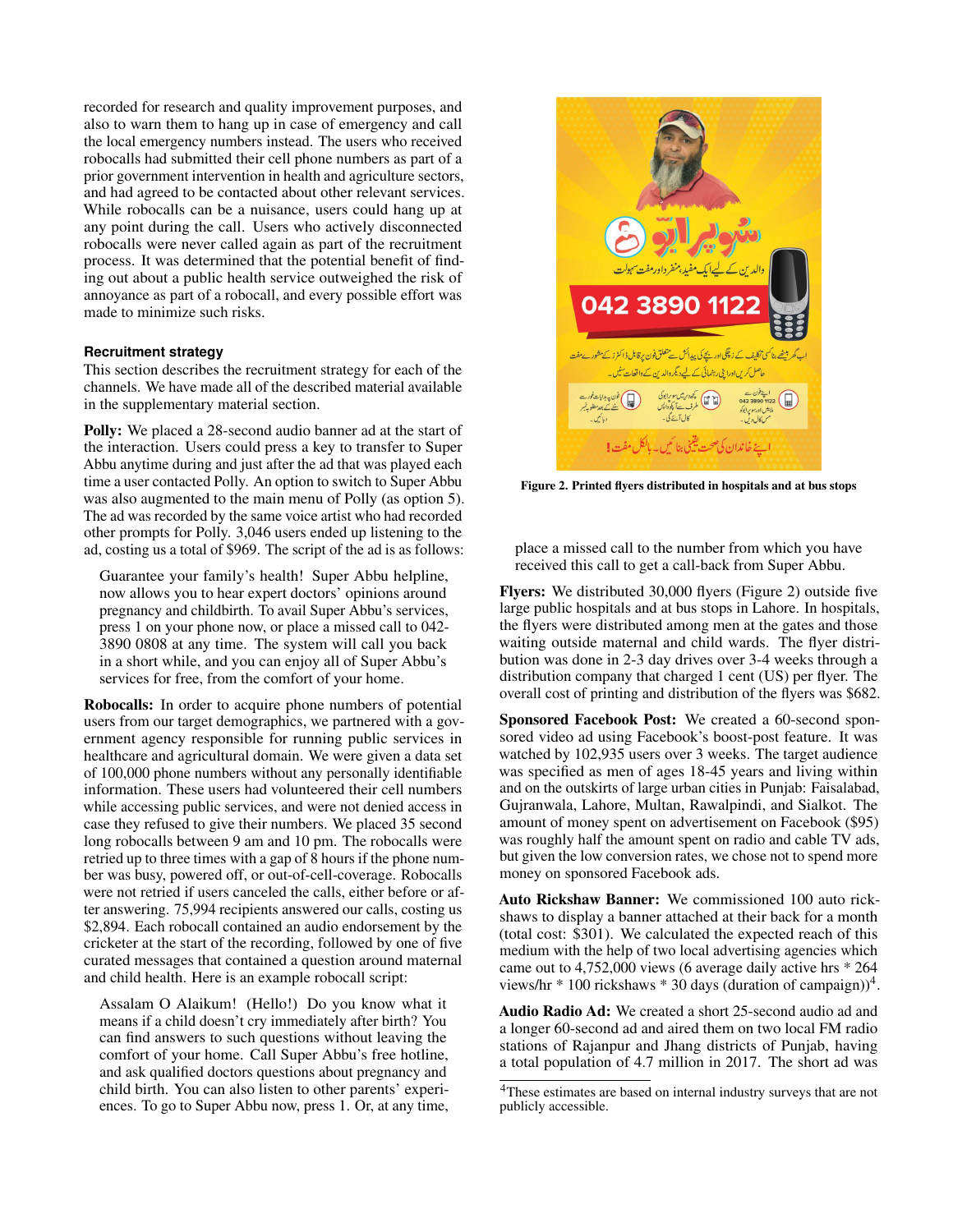recorded for research and quality improvement purposes, and also to warn them to hang up in case of emergency and call the local emergency numbers instead. The users who received robocalls had submitted their cell phone numbers as part of a prior government intervention in health and agriculture sectors, and had agreed to be contacted about other relevant services. While robocalls can be a nuisance, users could hang up at any point during the call. Users who actively disconnected robocalls were never called again as part of the recruitment process. It was determined that the potential benefit of finding out about a public health service outweighed the risk of annoyance as part of a robocall, and every possible effort was made to minimize such risks.

### Recruitment strategy

This section describes the recruitment strategy for each of the channels. We have made all of the described material available in the supplementary material section.

**Polly:** We placed a 28-second audio banner ad at the start of the interaction. Users could press a key to transfer to Super Abbu anytime during and just after the ad that was played each time a user contacted Polly. An option to switch to Super Abbu was also augmented to the main menu of Polly (as option 5). The ad was recorded by the same voice artist who had recorded other prompts for Polly. 3,046 users ended up listening to the ad, costing us a total of $969. The script of the ad is as follows:

> Guarantee your family's health! Super Abbu helpline, now allows you to hear expert doctors' opinions around pregnancy and childbirth. To avail Super Abbu's services, press 1 on your phone now, or place a missed call to 042-3890 0808 at any time. The system will call you back in a short while, and you can enjoy all of Super Abbu's services for free, from the comfort of your home.

**Robocalls:** In order to acquire phone numbers of potential users from our target demographics, we partnered with a government agency responsible for running public services in healthcare and agricultural domain. We were given a data set of 100,000 phone numbers without any personally identifiable information. These users had volunteered their cell numbers while accessing public services, and were not denied access in case they refused to give their numbers. We placed 35 second long robocalls between 9 am and 10 pm. The robocalls were retried up to three times with a gap of 8 hours if the phone number was busy, powered off, or out-of-cell-coverage. Robocalls were not retried if users canceled the calls, either before or after answering. 75,994 recipients answered our calls, costing us $2,894. Each robocall contained an audio endorsement by the cricketer at the start of the recording, followed by one of five curated messages that contained a question around maternal and child health. Here is an example robocall script:

> Assalam O Alaikum! (Hello!) Do you know what it means if a child doesn't cry immediately after birth? You can find answers to such questions without leaving the comfort of your home. Call Super Abbu's free hotline, and ask qualified doctors questions about pregnancy and child birth. You can also listen to other parents' experiences. To go to Super Abbu now, press 1. Or, at any time, place a missed call to the number from which you have received this call to get a call-back from Super Abbu.

Figure 2. Printed flyers distributed in hospitals and at bus stops

**Flyers:** We distributed 30,000 flyers (Figure 2) outside five large public hospitals and at bus stops in Lahore. In hospitals, the flyers were distributed among men at the gates and those waiting outside maternal and child wards. The flyer distribution was done in 2-3 day drives over 3-4 weeks through a distribution company that charged 1 cent (US) per flyer. The overall cost of printing and distribution of the flyers was $682.

**Sponsored Facebook Post:** We created a 60-second sponsored video ad using Facebook's boost-post feature. It was watched by 102,935 users over 3 weeks. The target audience was specified as men of ages 18-45 years and living within and on the outskirts of large urban cities in Punjab: Faisalabad, Gujranwala, Lahore, Multan, Rawalpindi, and Sialkot. The amount of money spent on advertisement on Facebook ($95) was roughly half the amount spent on radio and cable TV ads, but given the low conversion rates, we chose not to spend more money on sponsored Facebook ads.

**Auto Rickshaw Banner:** We commissioned 100 auto rickshaws to display a banner attached at their back for a month (total cost: $301). We calculated the expected reach of this medium with the help of two local advertising agencies which came out to 4,752,000 views (6 average daily active hrs * 264 views/hr * 100 rickshaws * 30 days (duration of campaign))[4].

**Audio Radio Ad:** We created a short 25-second audio ad and a longer 60-second ad and aired them on two local FM radio stations of Rajanpur and Jhang districts of Punjab, having a total population of 4.7 million in 2017. The short ad was

[4]These estimates are based on internal industry surveys that are not publicly accessible.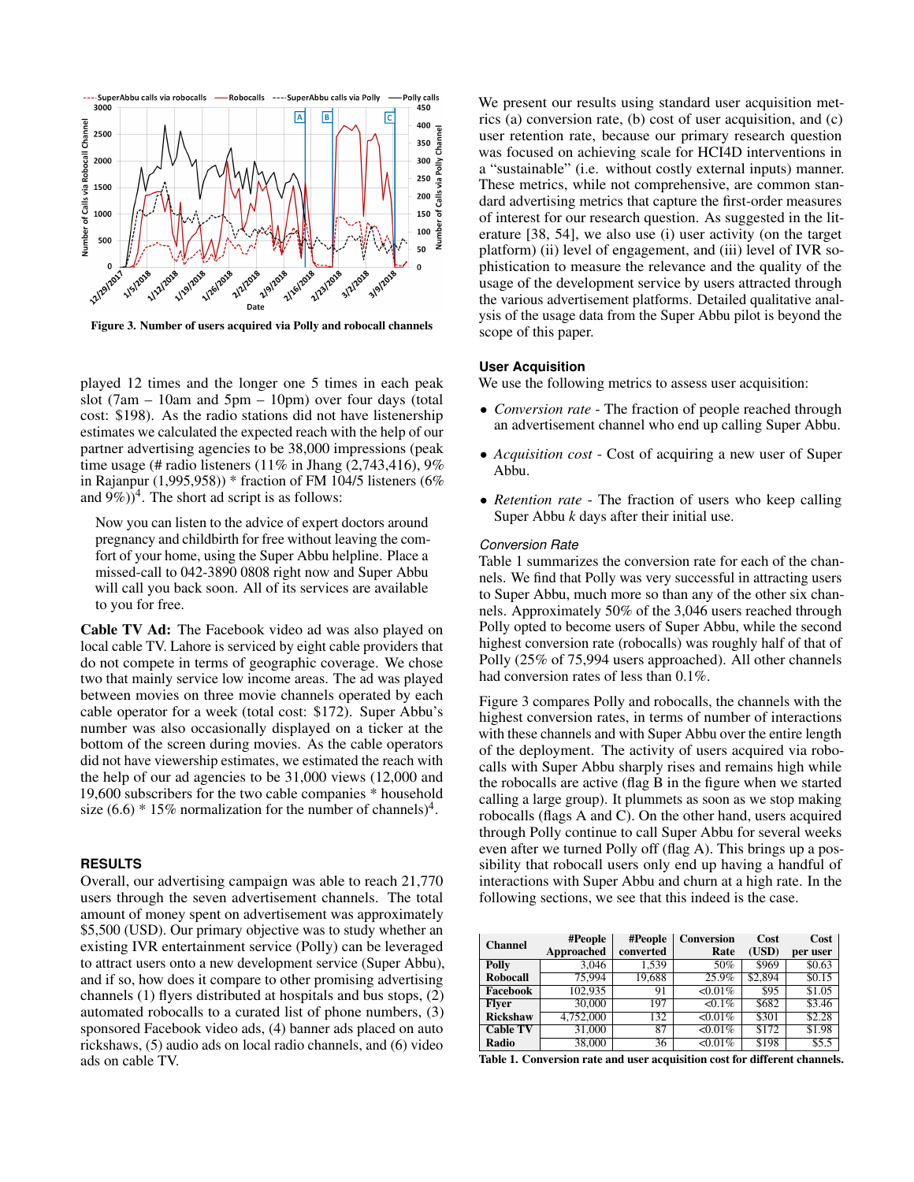Figure 3. Number of users acquired via Polly and robocall channels

played 12 times and the longer one 5 times in each peak slot (7am – 10am and 5pm – 10pm) over four days (total cost: $198). As the radio stations did not have listenership estimates we calculated the expected reach with the help of our partner advertising agencies to be 38,000 impressions (peak time usage (# radio listeners (11% in Jhang (2,743,416), 9% in Rajanpur (1,995,958)) * fraction of FM 104/5 listeners (6% and 9%))[4]. The short ad script is as follows:

> Now you can listen to the advice of expert doctors around pregnancy and childbirth for free without leaving the comfort of your home, using the Super Abbu helpline. Place a missed-call to 042-3890 0808 right now and Super Abbu will call you back soon. All of its services are available to you for free.

**Cable TV Ad:** The Facebook video ad was also played on local cable TV. Lahore is serviced by eight cable providers that do not compete in terms of geographic coverage. We chose two that mainly service low income areas. The ad was played between movies on three movie channels operated by each cable operator for a week (total cost: $172). Super Abbu's number was also occasionally displayed on a ticker at the bottom of the screen during movies. As the cable operators did not have viewership estimates, we estimated the reach with the help of our ad agencies to be 31,000 views (12,000 and 19,600 subscribers for the two cable companies * household size (6.6) * 15% normalization for the number of channels)[4].

## RESULTS

Overall, our advertising campaign was able to reach 21,770 users through the seven advertisement channels. The total amount of money spent on advertisement was approximately $5,500 (USD). Our primary objective was to study whether an existing IVR entertainment service (Polly) can be leveraged to attract users onto a new development service (Super Abbu), and if so, how does it compare to other promising advertising channels (1) flyers distributed at hospitals and bus stops, (2) automated robocalls to a curated list of phone numbers, (3) sponsored Facebook video ads, (4) banner ads placed on auto rickshaws, (5) audio ads on local radio channels, and (6) video ads on cable TV.

We present our results using standard user acquisition metrics (a) conversion rate, (b) cost of user acquisition, and (c) user retention rate, because our primary research question was focused on achieving scale for HCI4D interventions in a "sustainable" (i.e. without costly external inputs) manner. These metrics, while not comprehensive, are common standard advertising metrics that capture the first-order measures of interest for our research question. As suggested in the literature [38, 54], we also use (i) user activity (on the target platform) (ii) level of engagement, and (iii) level of IVR sophistication to measure the relevance and the quality of the usage of the development service by users attracted through the various advertisement platforms. Detailed qualitative analysis of the usage data from the Super Abbu pilot is beyond the scope of this paper.

### User Acquisition

We use the following metrics to assess user acquisition:

- *Conversion rate* - The fraction of people reached through an advertisement channel who end up calling Super Abbu.
- *Acquisition cost* - Cost of acquiring a new user of Super Abbu.
- *Retention rate* - The fraction of users who keep calling Super Abbu *k* days after their initial use.

#### Conversion Rate

Table 1 summarizes the conversion rate for each of the channels. We find that Polly was very successful in attracting users to Super Abbu, much more so than any of the other six channels. Approximately 50% of the 3,046 users reached through Polly opted to become users of Super Abbu, while the second highest conversion rate (robocalls) was roughly half of that of Polly (25% of 75,994 users approached). All other channels had conversion rates of less than 0.1%.

Figure 3 compares Polly and robocalls, the channels with the highest conversion rates, in terms of number of interactions with these channels and with Super Abbu over the entire length of the deployment. The activity of users acquired via robocalls with Super Abbu sharply rises and remains high while the robocalls are active (flag B in the figure when we started calling a large group). It plummets as soon as we stop making robocalls (flags A and C). On the other hand, users acquired through Polly continue to call Super Abbu for several weeks even after we turned Polly off (flag A). This brings up a possibility that robocall users only end up having a handful of interactions with Super Abbu and churn at a high rate. In the following sections, we see that this indeed is the case.

| Channel | #People Approached | #People converted | Conversion Rate | Cost (USD) | Cost per user |
|---|---|---|---|---|---|
| Polly | 3,046 | 1,539 | 50% | $969 | $0.63 |
| Robocall | 75,994 | 19,688 | 25.9% | $2,894 | $0.15 |
| Facebook | 102,935 | 91 | <0.01% | $95 | $1.05 |
| Flyer | 30,000 | 197 | <0.1% | $682 | $3.46 |
| Rickshaw | 4,752,000 | 132 | <0.01% | $301 | $2.28 |
| Cable TV | 31,000 | 87 | <0.01% | $172 | $1.98 |
| Radio | 38,000 | 36 | <0.01% | $198 | $5.5 |

Table 1. Conversion rate and user acquisition cost for different channels.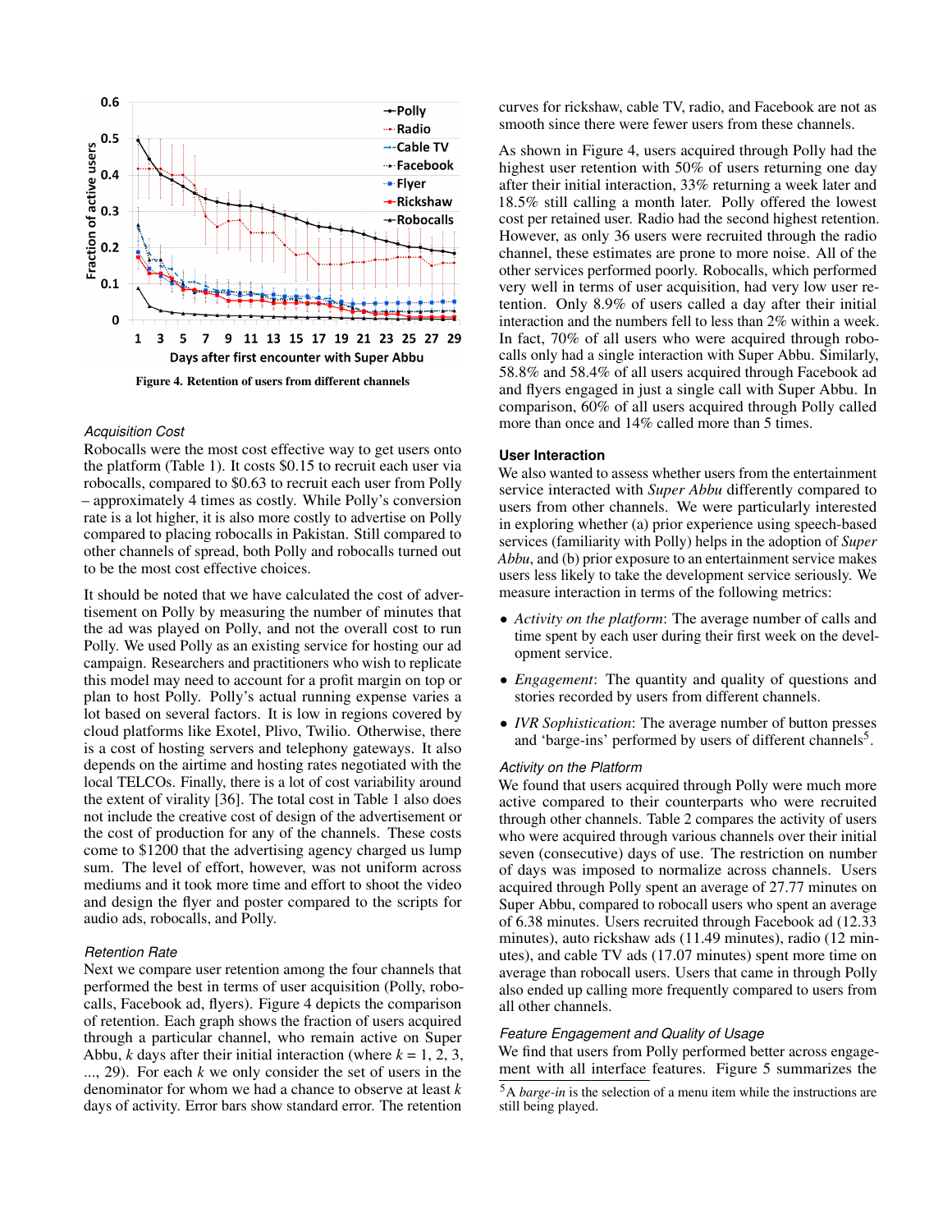Figure 4. Retention of users from different channels

### Acquisition Cost

Robocalls were the most cost effective way to get users onto the platform (Table 1). It costs $0.15 to recruit each user via robocalls, compared to $0.63 to recruit each user from Polly – approximately 4 times as costly. While Polly's conversion rate is a lot higher, it is also more costly to advertise on Polly compared to placing robocalls in Pakistan. Still compared to other channels of spread, both Polly and robocalls turned out to be the most cost effective choices.

It should be noted that we have calculated the cost of advertisement on Polly by measuring the number of minutes that the ad was played on Polly, and not the overall cost to run Polly. We used Polly as an existing service for hosting our ad campaign. Researchers and practitioners who wish to replicate this model may need to account for a profit margin on top or plan to host Polly. Polly's actual running expense varies a lot based on several factors. It is low in regions covered by cloud platforms like Exotel, Plivo, Twilio. Otherwise, there is a cost of hosting servers and telephony gateways. It also depends on the airtime and hosting rates negotiated with the local TELCOs. Finally, there is a lot of cost variability around the extent of virality [36]. The total cost in Table 1 also does not include the creative cost of design of the advertisement or the cost of production for any of the channels. These costs come to $1200 that the advertising agency charged us lump sum. The level of effort, however, was not uniform across mediums and it took more time and effort to shoot the video and design the flyer and poster compared to the scripts for audio ads, robocalls, and Polly.

### Retention Rate

Next we compare user retention among the four channels that performed the best in terms of user acquisition (Polly, robocalls, Facebook ad, flyers). Figure 4 depicts the comparison of retention. Each graph shows the fraction of users acquired through a particular channel, who remain active on Super Abbu, $k$ days after their initial interaction (where $k$ = 1, 2, 3, ..., 29). For each $k$ we only consider the set of users in the denominator for whom we had a chance to observe at least $k$ days of activity. Error bars show standard error. The retention curves for rickshaw, cable TV, radio, and Facebook are not as smooth since there were fewer users from these channels.

As shown in Figure 4, users acquired through Polly had the highest user retention with 50% of users returning one day after their initial interaction, 33% returning a week later and 18.5% still calling a month later. Polly offered the lowest cost per retained user. Radio had the second highest retention. However, as only 36 users were recruited through the radio channel, these estimates are prone to more noise. All of the other services performed poorly. Robocalls, which performed very well in terms of user acquisition, had very low user retention. Only 8.9% of users called a day after their initial interaction and the numbers fell to less than 2% within a week. In fact, 70% of all users who were acquired through robocalls only had a single interaction with Super Abbu. Similarly, 58.8% and 58.4% of all users acquired through Facebook ad and flyers engaged in just a single call with Super Abbu. In comparison, 60% of all users acquired through Polly called more than once and 14% called more than 5 times.

### User Interaction

We also wanted to assess whether users from the entertainment service interacted with *Super Abbu* differently compared to users from other channels. We were particularly interested in exploring whether (a) prior experience using speech-based services (familiarity with Polly) helps in the adoption of *Super Abbu*, and (b) prior exposure to an entertainment service makes users less likely to take the development service seriously. We measure interaction in terms of the following metrics:

- *Activity on the platform*: The average number of calls and time spent by each user during their first week on the development service.
- *Engagement*: The quantity and quality of questions and stories recorded by users from different channels.
- *IVR Sophistication*: The average number of button presses and 'barge-ins' performed by users of different channels[5].

### Activity on the Platform

We found that users acquired through Polly were much more active compared to their counterparts who were recruited through other channels. Table 2 compares the activity of users who were acquired through various channels over their initial seven (consecutive) days of use. The restriction on number of days was imposed to normalize across channels. Users acquired through Polly spent an average of 27.77 minutes on Super Abbu, compared to robocall users who spent an average of 6.38 minutes. Users recruited through Facebook ad (12.33 minutes), auto rickshaw ads (11.49 minutes), radio (12 minutes), and cable TV ads (17.07 minutes) spent more time on average than robocall users. Users that came in through Polly also ended up calling more frequently compared to users from all other channels.

### Feature Engagement and Quality of Usage

We find that users from Polly performed better across engagement with all interface features. Figure 5 summarizes the

[5] A *barge-in* is the selection of a menu item while the instructions are still being played.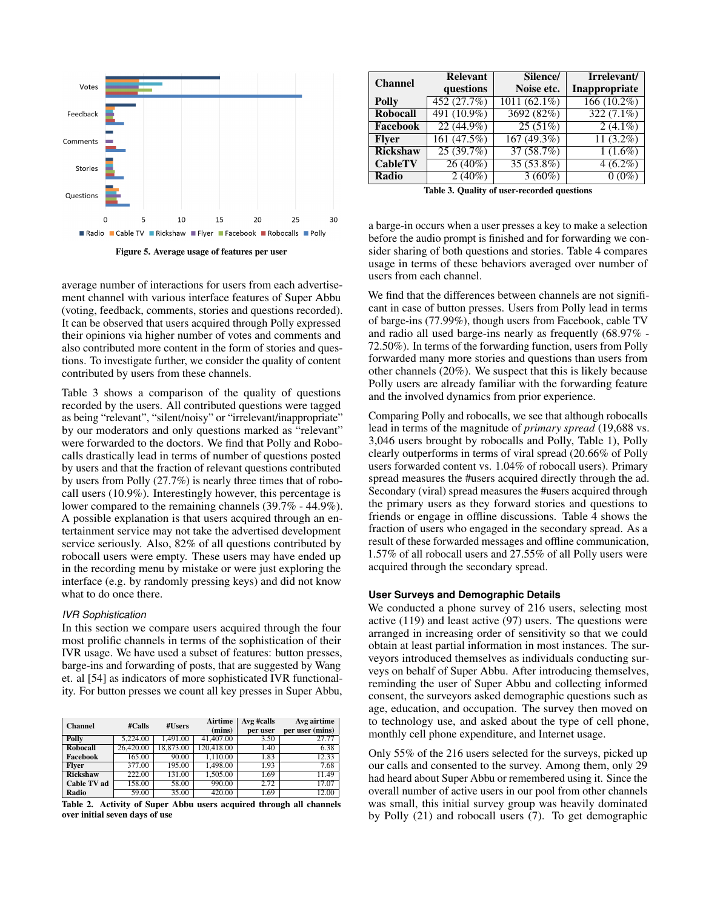Figure 5. Average usage of features per user

average number of interactions for users from each advertisement channel with various interface features of Super Abbu (voting, feedback, comments, stories and questions recorded). It can be observed that users acquired through Polly expressed their opinions via higher number of votes and comments and also contributed more content in the form of stories and questions. To investigate further, we consider the quality of content contributed by users from these channels.

Table 3 shows a comparison of the quality of questions recorded by the users. All contributed questions were tagged as being "relevant", "silent/noisy" or "irrelevant/inappropriate" by our moderators and only questions marked as "relevant" were forwarded to the doctors. We find that Polly and Robocalls drastically lead in terms of number of questions posted by users and that the fraction of relevant questions contributed by users from Polly (27.7%) is nearly three times that of robocall users (10.9%). Interestingly however, this percentage is lower compared to the remaining channels (39.7% - 44.9%). A possible explanation is that users acquired through an entertainment service may not take the advertised development service seriously. Also, 82% of all questions contributed by robocall users were empty. These users may have ended up in the recording menu by mistake or were just exploring the interface (e.g. by randomly pressing keys) and did not know what to do once there.

*IVR Sophistication*

In this section we compare users acquired through the four most prolific channels in terms of the sophistication of their IVR usage. We have used a subset of features: button presses, barge-ins and forwarding of posts, that are suggested by Wang et. al [54] as indicators of more sophisticated IVR functionality. For button presses we count all key presses in Super Abbu,

| Channel | #Calls | #Users | Airtime (mins) | Avg #calls per user | Avg airtime per user (mins) |
|---|---|---|---|---|---|
| Polly | 5,224.00 | 1,491.00 | 41,407.00 | 3.50 | 27.77 |
| Robocall | 26,420.00 | 18,873.00 | 120,418.00 | 1.40 | 6.38 |
| Facebook | 165.00 | 90.00 | 1,110.00 | 1.83 | 12.33 |
| Flyer | 377.00 | 195.00 | 1,498.00 | 1.93 | 7.68 |
| Rickshaw | 222.00 | 131.00 | 1,505.00 | 1.69 | 11.49 |
| Cable TV ad | 158.00 | 58.00 | 990.00 | 2.72 | 17.07 |
| Radio | 59.00 | 35.00 | 420.00 | 1.69 | 12.00 |

Table 2. Activity of Super Abbu users acquired through all channels over initial seven days of use

| Channel | Relevant questions | Silence/ Noise etc. | Irrelevant/ Inappropriate |
|---|---|---|---|
| Polly | 452 (27.7%) | 1011 (62.1%) | 166 (10.2%) |
| Robocall | 491 (10.9%) | 3692 (82%) | 322 (7.1%) |
| Facebook | 22 (44.9%) | 25 (51%) | 2 (4.1%) |
| Flyer | 161 (47.5%) | 167 (49.3%) | 11 (3.2%) |
| Rickshaw | 25 (39.7%) | 37 (58.7%) | 1 (1.6%) |
| CableTV | 26 (40%) | 35 (53.8%) | 4 (6.2%) |
| Radio | 2 (40%) | 3 (60%) | 0 (0%) |

Table 3. Quality of user-recorded questions

a barge-in occurs when a user presses a key to make a selection before the audio prompt is finished and for forwarding we consider sharing of both questions and stories. Table 4 compares usage in terms of these behaviors averaged over number of users from each channel.

We find that the differences between channels are not significant in case of button presses. Users from Polly lead in terms of barge-ins (77.99%), though users from Facebook, cable TV and radio all used barge-ins nearly as frequently (68.97% - 72.50%). In terms of the forwarding function, users from Polly forwarded many more stories and questions than users from other channels (20%). We suspect that this is likely because Polly users are already familiar with the forwarding feature and the involved dynamics from prior experience.

Comparing Polly and robocalls, we see that although robocalls lead in terms of the magnitude of *primary spread* (19,688 vs. 3,046 users brought by robocalls and Polly, Table 1), Polly clearly outperforms in terms of viral spread (20.66% of Polly users forwarded content vs. 1.04% of robocall users). Primary spread measures the #users acquired directly through the ad. Secondary (viral) spread measures the #users acquired through the primary users as they forward stories and questions to friends or engage in offline discussions. Table 4 shows the fraction of users who engaged in the secondary spread. As a result of these forwarded messages and offline communication, 1.57% of all robocall users and 27.55% of all Polly users were acquired through the secondary spread.

### User Surveys and Demographic Details

We conducted a phone survey of 216 users, selecting most active (119) and least active (97) users. The questions were arranged in increasing order of sensitivity so that we could obtain at least partial information in most instances. The surveyors introduced themselves as individuals conducting surveys on behalf of Super Abbu. After introducing themselves, reminding the user of Super Abbu and collecting informed consent, the surveyors asked demographic questions such as age, education, and occupation. The survey then moved on to technology use, and asked about the type of cell phone, monthly cell phone expenditure, and Internet usage.

Only 55% of the 216 users selected for the surveys, picked up our calls and consented to the survey. Among them, only 29 had heard about Super Abbu or remembered using it. Since the overall number of active users in our pool from other channels was small, this initial survey group was heavily dominated by Polly (21) and robocall users (7). To get demographic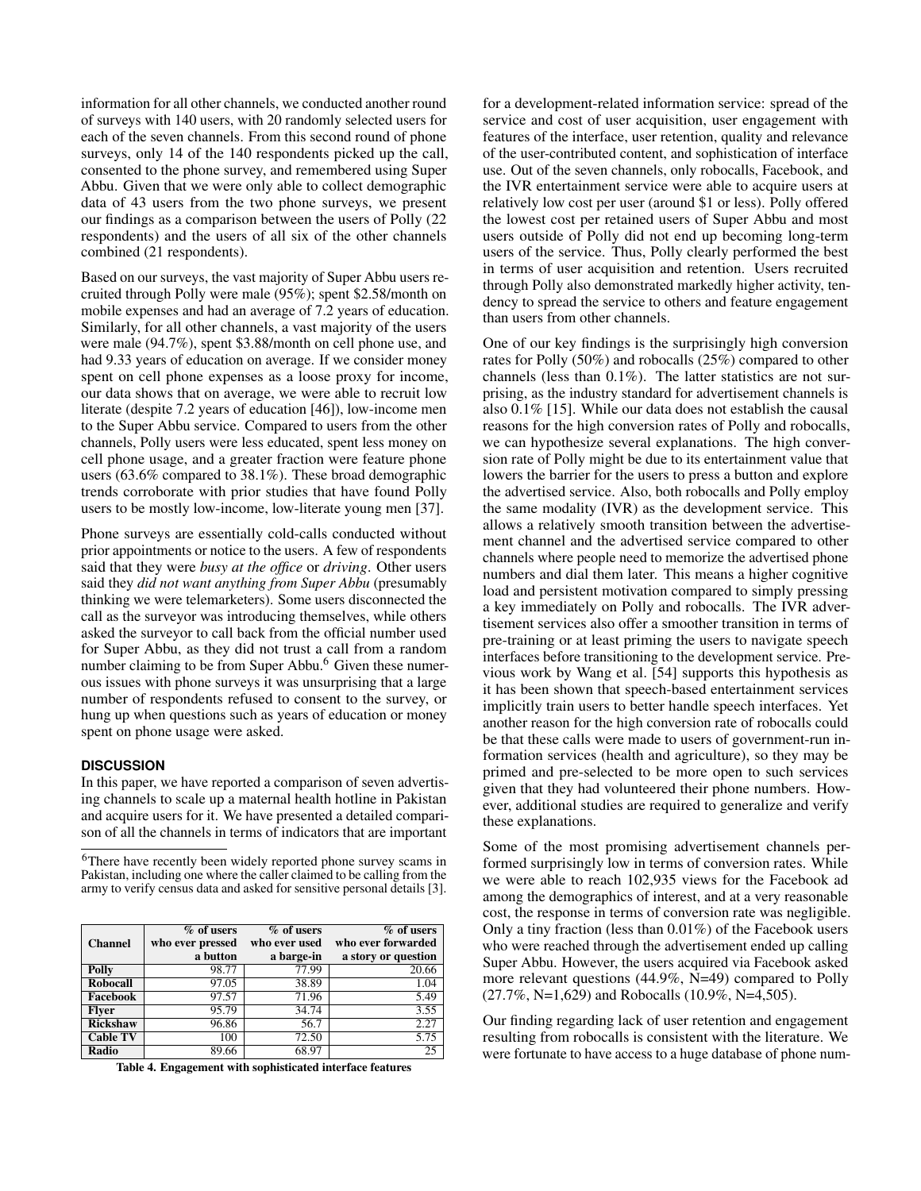information for all other channels, we conducted another round of surveys with 140 users, with 20 randomly selected users for each of the seven channels. From this second round of phone surveys, only 14 of the 140 respondents picked up the call, consented to the phone survey, and remembered using Super Abbu. Given that we were only able to collect demographic data of 43 users from the two phone surveys, we present our findings as a comparison between the users of Polly (22 respondents) and the users of all six of the other channels combined (21 respondents).

Based on our surveys, the vast majority of Super Abbu users recruited through Polly were male (95%); spent \$2.58/month on mobile expenses and had an average of 7.2 years of education. Similarly, for all other channels, a vast majority of the users were male (94.7%), spent \$3.88/month on cell phone use, and had 9.33 years of education on average. If we consider money spent on cell phone expenses as a loose proxy for income, our data shows that on average, we were able to recruit low literate (despite 7.2 years of education [46]), low-income men to the Super Abbu service. Compared to users from the other channels, Polly users were less educated, spent less money on cell phone usage, and a greater fraction were feature phone users (63.6% compared to 38.1%). These broad demographic trends corroborate with prior studies that have found Polly users to be mostly low-income, low-literate young men [37].

Phone surveys are essentially cold-calls conducted without prior appointments or notice to the users. A few of respondents said that they were *busy at the office* or *driving*. Other users said they *did not want anything from Super Abbu* (presumably thinking we were telemarketers). Some users disconnected the call as the surveyor was introducing themselves, while others asked the surveyor to call back from the official number used for Super Abbu, as they did not trust a call from a random number claiming to be from Super Abbu.[6] Given these numerous issues with phone surveys it was unsurprising that a large number of respondents refused to consent to the survey, or hung up when questions such as years of education or money spent on phone usage were asked.

## DISCUSSION

In this paper, we have reported a comparison of seven advertising channels to scale up a maternal health hotline in Pakistan and acquire users for it. We have presented a detailed comparison of all the channels in terms of indicators that are important for a development-related information service: spread of the service and cost of user acquisition, user engagement with features of the interface, user retention, quality and relevance of the user-contributed content, and sophistication of interface use. Out of the seven channels, only robocalls, Facebook, and the IVR entertainment service were able to acquire users at relatively low cost per user (around \$1 or less). Polly offered the lowest cost per retained users of Super Abbu and most users outside of Polly did not end up becoming long-term users of the service. Thus, Polly clearly performed the best in terms of user acquisition and retention. Users recruited through Polly also demonstrated markedly higher activity, tendency to spread the service to others and feature engagement than users from other channels.

One of our key findings is the surprisingly high conversion rates for Polly (50%) and robocalls (25%) compared to other channels (less than 0.1%). The latter statistics are not surprising, as the industry standard for advertisement channels is also 0.1% [15]. While our data does not establish the causal reasons for the high conversion rates of Polly and robocalls, we can hypothesize several explanations. The high conversion rate of Polly might be due to its entertainment value that lowers the barrier for the users to press a button and explore the advertised service. Also, both robocalls and Polly employ the same modality (IVR) as the development service. This allows a relatively smooth transition between the advertisement channel and the advertised service compared to other channels where people need to memorize the advertised phone numbers and dial them later. This means a higher cognitive load and persistent motivation compared to simply pressing a key immediately on Polly and robocalls. The IVR advertisement services also offer a smoother transition in terms of pre-training or at least priming the users to navigate speech interfaces before transitioning to the development service. Previous work by Wang et al. [54] supports this hypothesis as it has been shown that speech-based entertainment services implicitly train users to better handle speech interfaces. Yet another reason for the high conversion rate of robocalls could be that these calls were made to users of government-run information services (health and agriculture), so they may be primed and pre-selected to be more open to such services given that they had volunteered their phone numbers. However, additional studies are required to generalize and verify these explanations.

Some of the most promising advertisement channels performed surprisingly low in terms of conversion rates. While we were able to reach 102,935 views for the Facebook ad among the demographics of interest, and at a very reasonable cost, the response in terms of conversion rate was negligible. Only a tiny fraction (less than 0.01%) of the Facebook users who were reached through the advertisement ended up calling Super Abbu. However, the users acquired via Facebook asked more relevant questions (44.9%, N=49) compared to Polly (27.7%, N=1,629) and Robocalls (10.9%, N=4,505).

Our finding regarding lack of user retention and engagement resulting from robocalls is consistent with the literature. We were fortunate to have access to a huge database of phone num-

[6] There have recently been widely reported phone survey scams in Pakistan, including one where the caller claimed to be calling from the army to verify census data and asked for sensitive personal details [3].

| Channel | % of users who ever pressed a button | % of users who ever used a barge-in | % of users who ever forwarded a story or question |
|---|---|---|---|
| **Polly** | 98.77 | 77.99 | 20.66 |
| **Robocall** | 97.05 | 38.89 | 1.04 |
| **Facebook** | 97.57 | 71.96 | 5.49 |
| **Flyer** | 95.79 | 34.74 | 3.55 |
| **Rickshaw** | 96.86 | 56.7 | 2.27 |
| **Cable TV** | 100 | 72.50 | 5.75 |
| **Radio** | 89.66 | 68.97 | 25 |

**Table 4. Engagement with sophisticated interface features**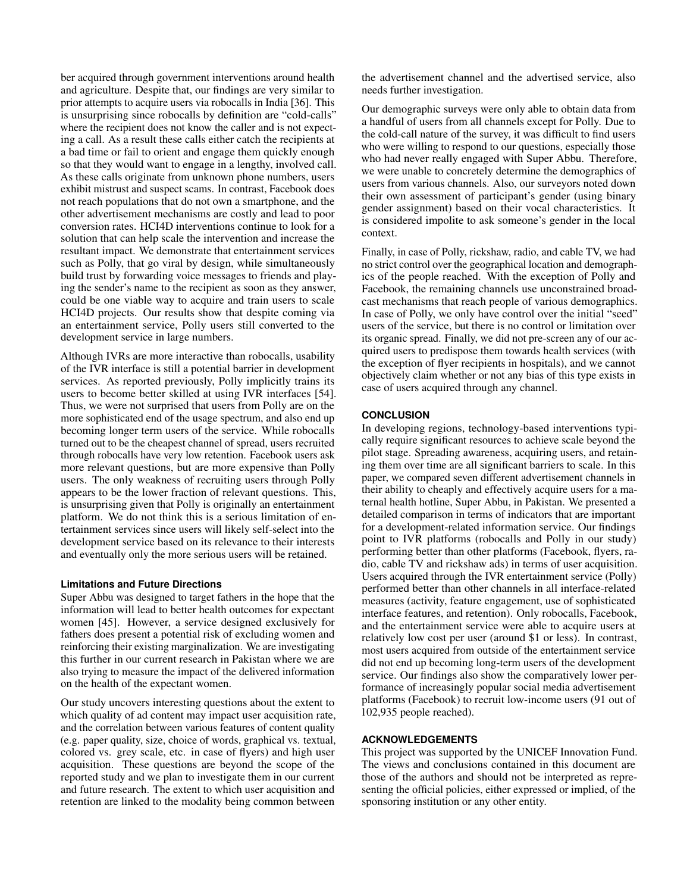ber acquired through government interventions around health and agriculture. Despite that, our findings are very similar to prior attempts to acquire users via robocalls in India [36]. This is unsurprising since robocalls by definition are "cold-calls" where the recipient does not know the caller and is not expecting a call. As a result these calls either catch the recipients at a bad time or fail to orient and engage them quickly enough so that they would want to engage in a lengthy, involved call. As these calls originate from unknown phone numbers, users exhibit mistrust and suspect scams. In contrast, Facebook does not reach populations that do not own a smartphone, and the other advertisement mechanisms are costly and lead to poor conversion rates. HCI4D interventions continue to look for a solution that can help scale the intervention and increase the resultant impact. We demonstrate that entertainment services such as Polly, that go viral by design, while simultaneously build trust by forwarding voice messages to friends and playing the sender's name to the recipient as soon as they answer, could be one viable way to acquire and train users to scale HCI4D projects. Our results show that despite coming via an entertainment service, Polly users still converted to the development service in large numbers.

Although IVRs are more interactive than robocalls, usability of the IVR interface is still a potential barrier in development services. As reported previously, Polly implicitly trains its users to become better skilled at using IVR interfaces [54]. Thus, we were not surprised that users from Polly are on the more sophisticated end of the usage spectrum, and also end up becoming longer term users of the service. While robocalls turned out to be the cheapest channel of spread, users recruited through robocalls have very low retention. Facebook users ask more relevant questions, but are more expensive than Polly users. The only weakness of recruiting users through Polly appears to be the lower fraction of relevant questions. This, is unsurprising given that Polly is originally an entertainment platform. We do not think this is a serious limitation of entertainment services since users will likely self-select into the development service based on its relevance to their interests and eventually only the more serious users will be retained.

### Limitations and Future Directions

Super Abbu was designed to target fathers in the hope that the information will lead to better health outcomes for expectant women [45]. However, a service designed exclusively for fathers does present a potential risk of excluding women and reinforcing their existing marginalization. We are investigating this further in our current research in Pakistan where we are also trying to measure the impact of the delivered information on the health of the expectant women.

Our study uncovers interesting questions about the extent to which quality of ad content may impact user acquisition rate, and the correlation between various features of content quality (e.g. paper quality, size, choice of words, graphical vs. textual, colored vs. grey scale, etc. in case of flyers) and high user acquisition. These questions are beyond the scope of the reported study and we plan to investigate them in our current and future research. The extent to which user acquisition and retention are linked to the modality being common between the advertisement channel and the advertised service, also needs further investigation.

Our demographic surveys were only able to obtain data from a handful of users from all channels except for Polly. Due to the cold-call nature of the survey, it was difficult to find users who were willing to respond to our questions, especially those who had never really engaged with Super Abbu. Therefore, we were unable to concretely determine the demographics of users from various channels. Also, our surveyors noted down their own assessment of participant's gender (using binary gender assignment) based on their vocal characteristics. It is considered impolite to ask someone's gender in the local context.

Finally, in case of Polly, rickshaw, radio, and cable TV, we had no strict control over the geographical location and demographics of the people reached. With the exception of Polly and Facebook, the remaining channels use unconstrained broadcast mechanisms that reach people of various demographics. In case of Polly, we only have control over the initial "seed" users of the service, but there is no control or limitation over its organic spread. Finally, we did not pre-screen any of our acquired users to predispose them towards health services (with the exception of flyer recipients in hospitals), and we cannot objectively claim whether or not any bias of this type exists in case of users acquired through any channel.

## CONCLUSION

In developing regions, technology-based interventions typically require significant resources to achieve scale beyond the pilot stage. Spreading awareness, acquiring users, and retaining them over time are all significant barriers to scale. In this paper, we compared seven different advertisement channels in their ability to cheaply and effectively acquire users for a maternal health hotline, Super Abbu, in Pakistan. We presented a detailed comparison in terms of indicators that are important for a development-related information service. Our findings point to IVR platforms (robocalls and Polly in our study) performing better than other platforms (Facebook, flyers, radio, cable TV and rickshaw ads) in terms of user acquisition. Users acquired through the IVR entertainment service (Polly) performed better than other channels in all interface-related measures (activity, feature engagement, use of sophisticated interface features, and retention). Only robocalls, Facebook, and the entertainment service were able to acquire users at relatively low cost per user (around \$1 or less). In contrast, most users acquired from outside of the entertainment service did not end up becoming long-term users of the development service. Our findings also show the comparatively lower performance of increasingly popular social media advertisement platforms (Facebook) to recruit low-income users (91 out of 102,935 people reached).

## ACKNOWLEDGEMENTS

This project was supported by the UNICEF Innovation Fund. The views and conclusions contained in this document are those of the authors and should not be interpreted as representing the official policies, either expressed or implied, of the sponsoring institution or any other entity.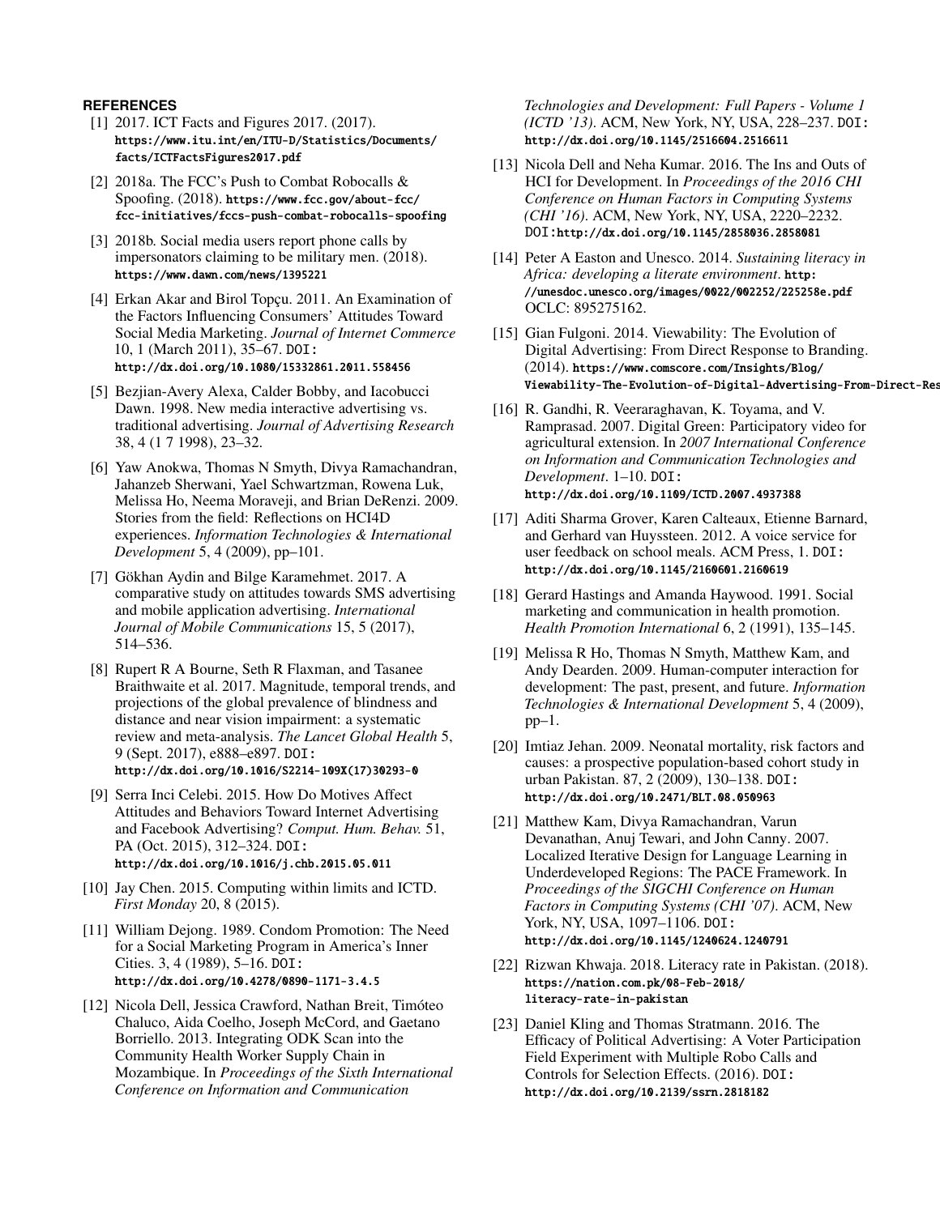## REFERENCES

[1] 2017. ICT Facts and Figures 2017. (2017). https://www.itu.int/en/ITU-D/Statistics/Documents/facts/ICTFactsFigures2017.pdf

[2] 2018a. The FCC's Push to Combat Robocalls & Spoofing. (2018). https://www.fcc.gov/about-fcc/fcc-initiatives/fccs-push-combat-robocalls-spoofing

[3] 2018b. Social media users report phone calls by impersonators claiming to be military men. (2018). https://www.dawn.com/news/1395221

[4] Erkan Akar and Birol Topçu. 2011. An Examination of the Factors Influencing Consumers' Attitudes Toward Social Media Marketing. *Journal of Internet Commerce* 10, 1 (March 2011), 35–67. DOI: http://dx.doi.org/10.1080/15332861.2011.558456

[5] Bezjian-Avery Alexa, Calder Bobby, and Iacobucci Dawn. 1998. New media interactive advertising vs. traditional advertising. *Journal of Advertising Research* 38, 4 (1 7 1998), 23–32.

[6] Yaw Anokwa, Thomas N Smyth, Divya Ramachandran, Jahanzeb Sherwani, Yael Schwartzman, Rowena Luk, Melissa Ho, Neema Moraveji, and Brian DeRenzi. 2009. Stories from the field: Reflections on HCI4D experiences. *Information Technologies & International Development* 5, 4 (2009), pp–101.

[7] Gökhan Aydin and Bilge Karamehmet. 2017. A comparative study on attitudes towards SMS advertising and mobile application advertising. *International Journal of Mobile Communications* 15, 5 (2017), 514–536.

[8] Rupert R A Bourne, Seth R Flaxman, and Tasanee Braithwaite et al. 2017. Magnitude, temporal trends, and projections of the global prevalence of blindness and distance and near vision impairment: a systematic review and meta-analysis. *The Lancet Global Health* 5, 9 (Sept. 2017), e888–e897. DOI: http://dx.doi.org/10.1016/S2214-109X(17)30293-0

[9] Serra Inci Celebi. 2015. How Do Motives Affect Attitudes and Behaviors Toward Internet Advertising and Facebook Advertising? *Comput. Hum. Behav.* 51, PA (Oct. 2015), 312–324. DOI: http://dx.doi.org/10.1016/j.chb.2015.05.011

[10] Jay Chen. 2015. Computing within limits and ICTD. *First Monday* 20, 8 (2015).

[11] William Dejong. 1989. Condom Promotion: The Need for a Social Marketing Program in America's Inner Cities. 3, 4 (1989), 5–16. DOI: http://dx.doi.org/10.4278/0890-1171-3.4.5

[12] Nicola Dell, Jessica Crawford, Nathan Breit, Timóteo Chaluco, Aida Coelho, Joseph McCord, and Gaetano Borriello. 2013. Integrating ODK Scan into the Community Health Worker Supply Chain in Mozambique. In *Proceedings of the Sixth International Conference on Information and Communication Technologies and Development: Full Papers - Volume 1 (ICTD '13)*. ACM, New York, NY, USA, 228–237. DOI: http://dx.doi.org/10.1145/2516604.2516611

[13] Nicola Dell and Neha Kumar. 2016. The Ins and Outs of HCI for Development. In *Proceedings of the 2016 CHI Conference on Human Factors in Computing Systems (CHI '16)*. ACM, New York, NY, USA, 2220–2232. DOI: http://dx.doi.org/10.1145/2858036.2858081

[14] Peter A Easton and Unesco. 2014. *Sustaining literacy in Africa: developing a literate environment*. http://unesdoc.unesco.org/images/0022/002252/225258e.pdf OCLC: 895275162.

[15] Gian Fulgoni. 2014. Viewability: The Evolution of Digital Advertising: From Direct Response to Branding. (2014). https://www.comscore.com/Insights/Blog/Viewability-The-Evolution-of-Digital-Advertising-From-Direct-Res

[16] R. Gandhi, R. Veeraraghavan, K. Toyama, and V. Ramprasad. 2007. Digital Green: Participatory video for agricultural extension. In *2007 International Conference on Information and Communication Technologies and Development*. 1–10. DOI: http://dx.doi.org/10.1109/ICTD.2007.4937388

[17] Aditi Sharma Grover, Karen Calteaux, Etienne Barnard, and Gerhard van Huyssteen. 2012. A voice service for user feedback on school meals. ACM Press, 1. DOI: http://dx.doi.org/10.1145/2160601.2160619

[18] Gerard Hastings and Amanda Haywood. 1991. Social marketing and communication in health promotion. *Health Promotion International* 6, 2 (1991), 135–145.

[19] Melissa R Ho, Thomas N Smyth, Matthew Kam, and Andy Dearden. 2009. Human-computer interaction for development: The past, present, and future. *Information Technologies & International Development* 5, 4 (2009), pp–1.

[20] Imtiaz Jehan. 2009. Neonatal mortality, risk factors and causes: a prospective population-based cohort study in urban Pakistan. 87, 2 (2009), 130–138. DOI: http://dx.doi.org/10.2471/BLT.08.050963

[21] Matthew Kam, Divya Ramachandran, Varun Devanathan, Anuj Tewari, and John Canny. 2007. Localized Iterative Design for Language Learning in Underdeveloped Regions: The PACE Framework. In *Proceedings of the SIGCHI Conference on Human Factors in Computing Systems (CHI '07)*. ACM, New York, NY, USA, 1097–1106. DOI: http://dx.doi.org/10.1145/1240624.1240791

[22] Rizwan Khwaja. 2018. Literacy rate in Pakistan. (2018). https://nation.com.pk/08-Feb-2018/literacy-rate-in-pakistan

[23] Daniel Kling and Thomas Stratmann. 2016. The Efficacy of Political Advertising: A Voter Participation Field Experiment with Multiple Robo Calls and Controls for Selection Effects. (2016). DOI: http://dx.doi.org/10.2139/ssrn.2818182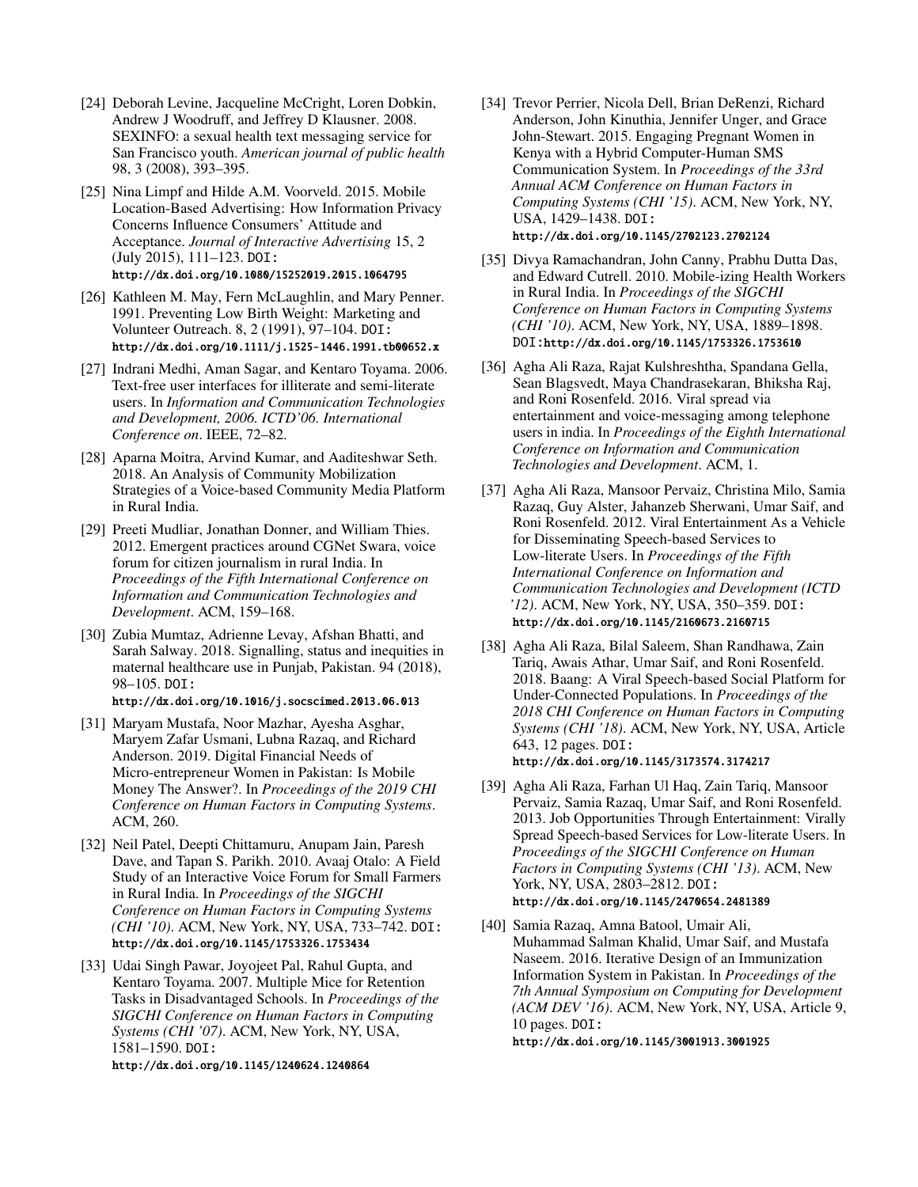[24] Deborah Levine, Jacqueline McCright, Loren Dobkin, Andrew J Woodruff, and Jeffrey D Klausner. 2008. SEXINFO: a sexual health text messaging service for San Francisco youth. *American journal of public health* 98, 3 (2008), 393–395.

[25] Nina Limpf and Hilde A.M. Voorveld. 2015. Mobile Location-Based Advertising: How Information Privacy Concerns Influence Consumers' Attitude and Acceptance. *Journal of Interactive Advertising* 15, 2 (July 2015), 111–123. DOI: http://dx.doi.org/10.1080/15252019.2015.1064795

[26] Kathleen M. May, Fern McLaughlin, and Mary Penner. 1991. Preventing Low Birth Weight: Marketing and Volunteer Outreach. 8, 2 (1991), 97–104. DOI: http://dx.doi.org/10.1111/j.1525-1446.1991.tb00652.x

[27] Indrani Medhi, Aman Sagar, and Kentaro Toyama. 2006. Text-free user interfaces for illiterate and semi-literate users. In *Information and Communication Technologies and Development, 2006. ICTD'06. International Conference on*. IEEE, 72–82.

[28] Aparna Moitra, Arvind Kumar, and Aaditeshwar Seth. 2018. An Analysis of Community Mobilization Strategies of a Voice-based Community Media Platform in Rural India.

[29] Preeti Mudliar, Jonathan Donner, and William Thies. 2012. Emergent practices around CGNet Swara, voice forum for citizen journalism in rural India. In *Proceedings of the Fifth International Conference on Information and Communication Technologies and Development*. ACM, 159–168.

[30] Zubia Mumtaz, Adrienne Levay, Afshan Bhatti, and Sarah Salway. 2018. Signalling, status and inequities in maternal healthcare use in Punjab, Pakistan. 94 (2018), 98–105. DOI: http://dx.doi.org/10.1016/j.socscimed.2013.06.013

[31] Maryam Mustafa, Noor Mazhar, Ayesha Asghar, Maryem Zafar Usmani, Lubna Razaq, and Richard Anderson. 2019. Digital Financial Needs of Micro-entrepreneur Women in Pakistan: Is Mobile Money The Answer?. In *Proceedings of the 2019 CHI Conference on Human Factors in Computing Systems*. ACM, 260.

[32] Neil Patel, Deepti Chittamuru, Anupam Jain, Paresh Dave, and Tapan S. Parikh. 2010. Avaaj Otalo: A Field Study of an Interactive Voice Forum for Small Farmers in Rural India. In *Proceedings of the SIGCHI Conference on Human Factors in Computing Systems (CHI '10)*. ACM, New York, NY, USA, 733–742. DOI: http://dx.doi.org/10.1145/1753326.1753434

[33] Udai Singh Pawar, Joyojeet Pal, Rahul Gupta, and Kentaro Toyama. 2007. Multiple Mice for Retention Tasks in Disadvantaged Schools. In *Proceedings of the SIGCHI Conference on Human Factors in Computing Systems (CHI '07)*. ACM, New York, NY, USA, 1581–1590. DOI: http://dx.doi.org/10.1145/1240624.1240864

[34] Trevor Perrier, Nicola Dell, Brian DeRenzi, Richard Anderson, John Kinuthia, Jennifer Unger, and Grace John-Stewart. 2015. Engaging Pregnant Women in Kenya with a Hybrid Computer-Human SMS Communication System. In *Proceedings of the 33rd Annual ACM Conference on Human Factors in Computing Systems (CHI '15)*. ACM, New York, NY, USA, 1429–1438. DOI: http://dx.doi.org/10.1145/2702123.2702124

[35] Divya Ramachandran, John Canny, Prabhu Dutta Das, and Edward Cutrell. 2010. Mobile-izing Health Workers in Rural India. In *Proceedings of the SIGCHI Conference on Human Factors in Computing Systems (CHI '10)*. ACM, New York, NY, USA, 1889–1898. DOI: http://dx.doi.org/10.1145/1753326.1753610

[36] Agha Ali Raza, Rajat Kulshreshtha, Spandana Gella, Sean Blagsvedt, Maya Chandrasekaran, Bhiksha Raj, and Roni Rosenfeld. 2016. Viral spread via entertainment and voice-messaging among telephone users in india. In *Proceedings of the Eighth International Conference on Information and Communication Technologies and Development*. ACM, 1.

[37] Agha Ali Raza, Mansoor Pervaiz, Christina Milo, Samia Razaq, Guy Alster, Jahanzeb Sherwani, Umar Saif, and Roni Rosenfeld. 2012. Viral Entertainment As a Vehicle for Disseminating Speech-based Services to Low-literate Users. In *Proceedings of the Fifth International Conference on Information and Communication Technologies and Development (ICTD '12)*. ACM, New York, NY, USA, 350–359. DOI: http://dx.doi.org/10.1145/2160673.2160715

[38] Agha Ali Raza, Bilal Saleem, Shan Randhawa, Zain Tariq, Awais Athar, Umar Saif, and Roni Rosenfeld. 2018. Baang: A Viral Speech-based Social Platform for Under-Connected Populations. In *Proceedings of the 2018 CHI Conference on Human Factors in Computing Systems (CHI '18)*. ACM, New York, NY, USA, Article 643, 12 pages. DOI: http://dx.doi.org/10.1145/3173574.3174217

[39] Agha Ali Raza, Farhan Ul Haq, Zain Tariq, Mansoor Pervaiz, Samia Razaq, Umar Saif, and Roni Rosenfeld. 2013. Job Opportunities Through Entertainment: Virally Spread Speech-based Services for Low-literate Users. In *Proceedings of the SIGCHI Conference on Human Factors in Computing Systems (CHI '13)*. ACM, New York, NY, USA, 2803–2812. DOI: http://dx.doi.org/10.1145/2470654.2481389

[40] Samia Razaq, Amna Batool, Umair Ali, Muhammad Salman Khalid, Umar Saif, and Mustafa Naseem. 2016. Iterative Design of an Immunization Information System in Pakistan. In *Proceedings of the 7th Annual Symposium on Computing for Development (ACM DEV '16)*. ACM, New York, NY, USA, Article 9, 10 pages. DOI: http://dx.doi.org/10.1145/3001913.3001925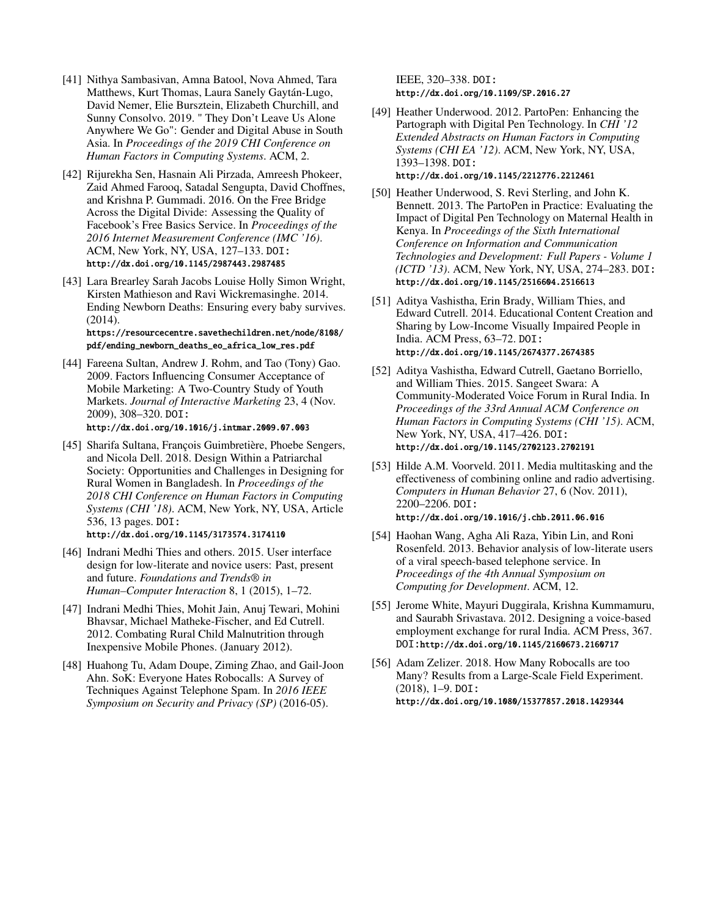[41] Nithya Sambasivan, Amna Batool, Nova Ahmed, Tara Matthews, Kurt Thomas, Laura Sanely Gaytán-Lugo, David Nemer, Elie Bursztein, Elizabeth Churchill, and Sunny Consolvo. 2019. " They Don't Leave Us Alone Anywhere We Go": Gender and Digital Abuse in South Asia. In *Proceedings of the 2019 CHI Conference on Human Factors in Computing Systems*. ACM, 2.

[42] Rijurekha Sen, Hasnain Ali Pirzada, Amreesh Phokeer, Zaid Ahmed Farooq, Satadal Sengupta, David Choffnes, and Krishna P. Gummadi. 2016. On the Free Bridge Across the Digital Divide: Assessing the Quality of Facebook's Free Basics Service. In *Proceedings of the 2016 Internet Measurement Conference (IMC '16)*. ACM, New York, NY, USA, 127–133. DOI: http://dx.doi.org/10.1145/2987443.2987485

[43] Lara Brearley Sarah Jacobs Louise Holly Simon Wright, Kirsten Mathieson and Ravi Wickremasinghe. 2014. Ending Newborn Deaths: Ensuring every baby survives. (2014). https://resourcecentre.savethechildren.net/node/8108/pdf/ending_newborn_deaths_eo_africa_low_res.pdf

[44] Fareena Sultan, Andrew J. Rohm, and Tao (Tony) Gao. 2009. Factors Influencing Consumer Acceptance of Mobile Marketing: A Two-Country Study of Youth Markets. *Journal of Interactive Marketing* 23, 4 (Nov. 2009), 308–320. DOI: http://dx.doi.org/10.1016/j.intmar.2009.07.003

[45] Sharifa Sultana, François Guimbretière, Phoebe Sengers, and Nicola Dell. 2018. Design Within a Patriarchal Society: Opportunities and Challenges in Designing for Rural Women in Bangladesh. In *Proceedings of the 2018 CHI Conference on Human Factors in Computing Systems (CHI '18)*. ACM, New York, NY, USA, Article 536, 13 pages. DOI: http://dx.doi.org/10.1145/3173574.3174110

[46] Indrani Medhi Thies and others. 2015. User interface design for low-literate and novice users: Past, present and future. *Foundations and Trends® in Human–Computer Interaction* 8, 1 (2015), 1–72.

[47] Indrani Medhi Thies, Mohit Jain, Anuj Tewari, Mohini Bhavsar, Michael Matheke-Fischer, and Ed Cutrell. 2012. Combating Rural Child Malnutrition through Inexpensive Mobile Phones. (January 2012).

[48] Huahong Tu, Adam Doupe, Ziming Zhao, and Gail-Joon Ahn. SoK: Everyone Hates Robocalls: A Survey of Techniques Against Telephone Spam. In *2016 IEEE Symposium on Security and Privacy (SP)* (2016-05). IEEE, 320–338. DOI: http://dx.doi.org/10.1109/SP.2016.27

[49] Heather Underwood. 2012. PartoPen: Enhancing the Partograph with Digital Pen Technology. In *CHI '12 Extended Abstracts on Human Factors in Computing Systems (CHI EA '12)*. ACM, New York, NY, USA, 1393–1398. DOI: http://dx.doi.org/10.1145/2212776.2212461

[50] Heather Underwood, S. Revi Sterling, and John K. Bennett. 2013. The PartoPen in Practice: Evaluating the Impact of Digital Pen Technology on Maternal Health in Kenya. In *Proceedings of the Sixth International Conference on Information and Communication Technologies and Development: Full Papers - Volume 1 (ICTD '13)*. ACM, New York, NY, USA, 274–283. DOI: http://dx.doi.org/10.1145/2516604.2516613

[51] Aditya Vashistha, Erin Brady, William Thies, and Edward Cutrell. 2014. Educational Content Creation and Sharing by Low-Income Visually Impaired People in India. ACM Press, 63–72. DOI: http://dx.doi.org/10.1145/2674377.2674385

[52] Aditya Vashistha, Edward Cutrell, Gaetano Borriello, and William Thies. 2015. Sangeet Swara: A Community-Moderated Voice Forum in Rural India. In *Proceedings of the 33rd Annual ACM Conference on Human Factors in Computing Systems (CHI '15)*. ACM, New York, NY, USA, 417–426. DOI: http://dx.doi.org/10.1145/2702123.2702191

[53] Hilde A.M. Voorveld. 2011. Media multitasking and the effectiveness of combining online and radio advertising. *Computers in Human Behavior* 27, 6 (Nov. 2011), 2200–2206. DOI: http://dx.doi.org/10.1016/j.chb.2011.06.016

[54] Haohan Wang, Agha Ali Raza, Yibin Lin, and Roni Rosenfeld. 2013. Behavior analysis of low-literate users of a viral speech-based telephone service. In *Proceedings of the 4th Annual Symposium on Computing for Development*. ACM, 12.

[55] Jerome White, Mayuri Duggirala, Krishna Kummamuru, and Saurabh Srivastava. 2012. Designing a voice-based employment exchange for rural India. ACM Press, 367. DOI: http://dx.doi.org/10.1145/2160673.2160717

[56] Adam Zelizer. 2018. How Many Robocalls are too Many? Results from a Large-Scale Field Experiment. (2018), 1–9. DOI: http://dx.doi.org/10.1080/15377857.2018.1429344